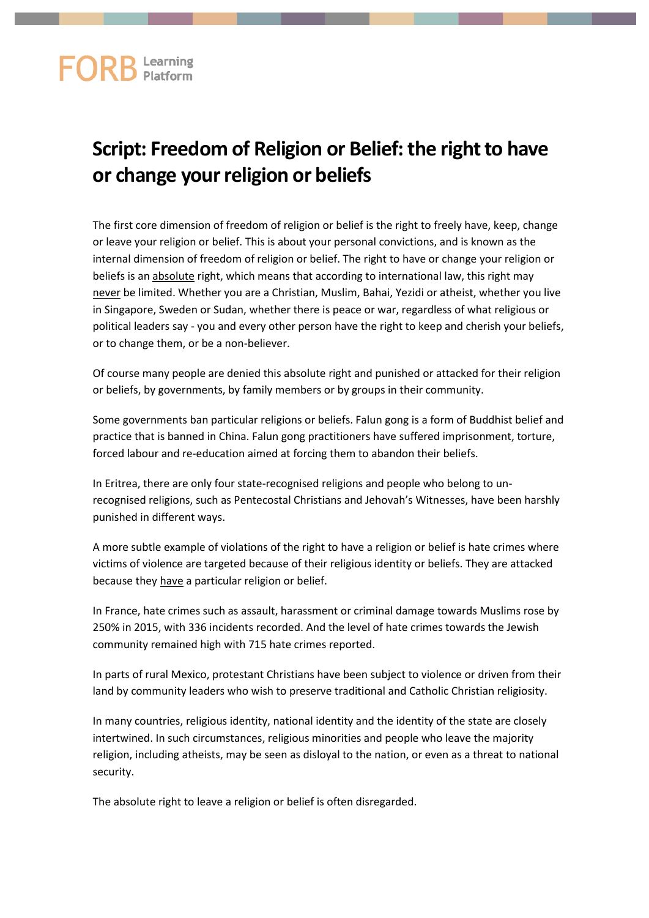# Script: Freedom of Religion or Belief: the right to have or change your religion or beliefs

The first core dimension of freedom of religion or belief is the right to freely have, keep, change or leave your religion or belief. This is about your personal convictions, and is known as the internal dimension of freedom of religion or belief. The right to have or change your religion or beliefs is an absolute right, which means that according to international law, this right may never be limited. Whether you are a Christian, Muslim, Bahai, Yezidi or atheist, whether you live in Singapore, Sweden or Sudan, whether there is peace or war, regardless of what religious or political leaders say - you and every other person have the right to keep and cherish your beliefs, or to change them, or be a non-believer.

Of course many people are denied this absolute right and punished or attacked for their religion or beliefs, by governments, by family members or by groups in their community.

Some governments ban particular religions or beliefs. Falun gong is a form of Buddhist belief and practice that is banned in China. Falun gong practitioners have suffered imprisonment, torture, forced labour and re-education aimed at forcing them to abandon their beliefs.

In Eritrea, there are only four state-recognised religions and people who belong to un-recognised religions, such as Pentecostal Christians and Jehovah's Witnesses, have been harshly punished in different ways.

A more subtle example of violations of the right to have a religion or belief is hate crimes where victims of violence are targeted because of their religious identity or beliefs. They are attacked because they have a particular religion or belief.

In France, hate crimes such as assault, harassment or criminal damage towards Muslims rose by 250% in 2015, with 336 incidents recorded. And the level of hate crimes towards the Jewish community remained high with 715 hate crimes reported.

In parts of rural Mexico, protestant Christians have been subject to violence or driven from their land by community leaders who wish to preserve traditional and Catholic Christian religiosity.

In many countries, religious identity, national identity and the identity of the state are closely intertwined. In such circumstances, religious minorities and people who leave the majority religion, including atheists, may be seen as disloyal to the nation, or even as a threat to national security.

The absolute right to leave a religion or belief is often disregarded.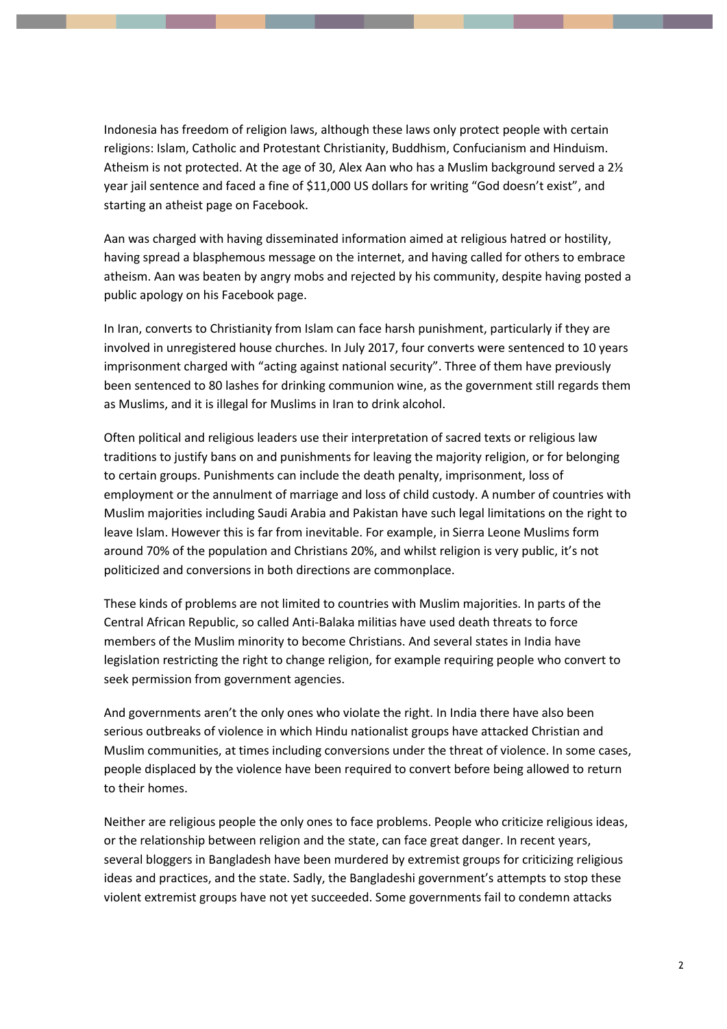Indonesia has freedom of religion laws, although these laws only protect people with certain religions: Islam, Catholic and Protestant Christianity, Buddhism, Confucianism and Hinduism. Atheism is not protected. At the age of 30, Alex Aan who has a Muslim background served a 2½ year jail sentence and faced a fine of $11,000 US dollars for writing "God doesn't exist", and starting an atheist page on Facebook.

Aan was charged with having disseminated information aimed at religious hatred or hostility, having spread a blasphemous message on the internet, and having called for others to embrace atheism. Aan was beaten by angry mobs and rejected by his community, despite having posted a public apology on his Facebook page.

In Iran, converts to Christianity from Islam can face harsh punishment, particularly if they are involved in unregistered house churches. In July 2017, four converts were sentenced to 10 years imprisonment charged with "acting against national security". Three of them have previously been sentenced to 80 lashes for drinking communion wine, as the government still regards them as Muslims, and it is illegal for Muslims in Iran to drink alcohol.

Often political and religious leaders use their interpretation of sacred texts or religious law traditions to justify bans on and punishments for leaving the majority religion, or for belonging to certain groups. Punishments can include the death penalty, imprisonment, loss of employment or the annulment of marriage and loss of child custody. A number of countries with Muslim majorities including Saudi Arabia and Pakistan have such legal limitations on the right to leave Islam. However this is far from inevitable. For example, in Sierra Leone Muslims form around 70% of the population and Christians 20%, and whilst religion is very public, it's not politicized and conversions in both directions are commonplace.

These kinds of problems are not limited to countries with Muslim majorities. In parts of the Central African Republic, so called Anti-Balaka militias have used death threats to force members of the Muslim minority to become Christians. And several states in India have legislation restricting the right to change religion, for example requiring people who convert to seek permission from government agencies.

And governments aren't the only ones who violate the right. In India there have also been serious outbreaks of violence in which Hindu nationalist groups have attacked Christian and Muslim communities, at times including conversions under the threat of violence. In some cases, people displaced by the violence have been required to convert before being allowed to return to their homes.

Neither are religious people the only ones to face problems. People who criticize religious ideas, or the relationship between religion and the state, can face great danger. In recent years, several bloggers in Bangladesh have been murdered by extremist groups for criticizing religious ideas and practices, and the state. Sadly, the Bangladeshi government's attempts to stop these violent extremist groups have not yet succeeded. Some governments fail to condemn attacks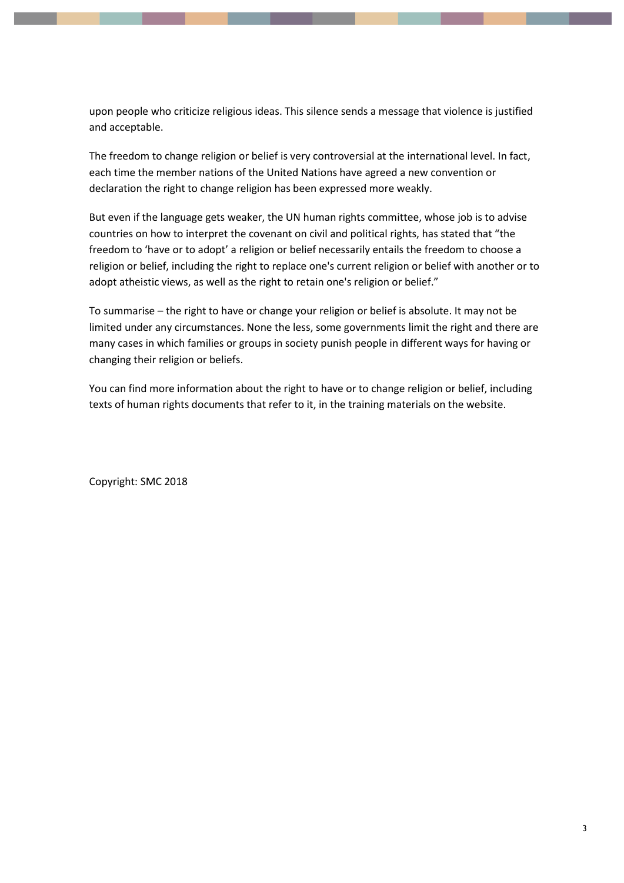upon people who criticize religious ideas. This silence sends a message that violence is justified and acceptable.

The freedom to change religion or belief is very controversial at the international level. In fact, each time the member nations of the United Nations have agreed a new convention or declaration the right to change religion has been expressed more weakly.

But even if the language gets weaker, the UN human rights committee, whose job is to advise countries on how to interpret the covenant on civil and political rights, has stated that "the freedom to 'have or to adopt' a religion or belief necessarily entails the freedom to choose a religion or belief, including the right to replace one's current religion or belief with another or to adopt atheistic views, as well as the right to retain one's religion or belief."

To summarise – the right to have or change your religion or belief is absolute. It may not be limited under any circumstances. None the less, some governments limit the right and there are many cases in which families or groups in society punish people in different ways for having or changing their religion or beliefs.

You can find more information about the right to have or to change religion or belief, including texts of human rights documents that refer to it, in the training materials on the website.

Copyright: SMC 2018